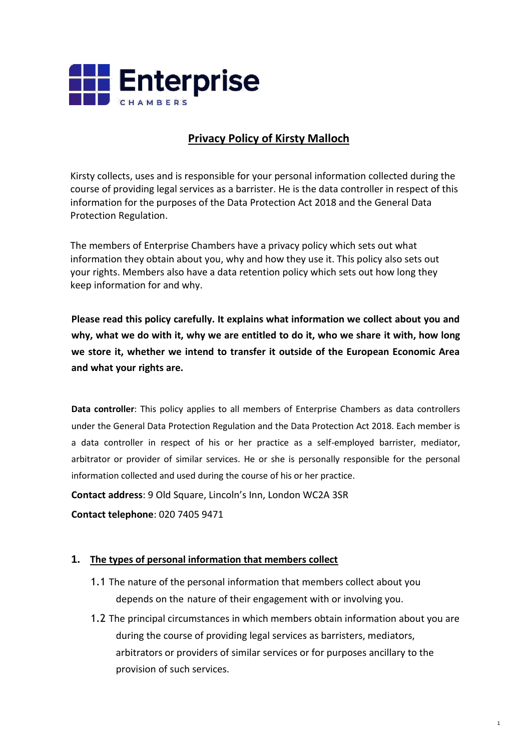Enterprise
CHAMBERS

# Privacy Policy of Kirsty Malloch

Kirsty collects, uses and is responsible for your personal information collected during the course of providing legal services as a barrister. He is the data controller in respect of this information for the purposes of the Data Protection Act 2018 and the General Data Protection Regulation.

The members of Enterprise Chambers have a privacy policy which sets out what information they obtain about you, why and how they use it. This policy also sets out your rights. Members also have a data retention policy which sets out how long they keep information for and why.

**Please read this policy carefully. It explains what information we collect about you and why, what we do with it, why we are entitled to do it, who we share it with, how long we store it, whether we intend to transfer it outside of the European Economic Area and what your rights are.**

**Data controller**: This policy applies to all members of Enterprise Chambers as data controllers under the General Data Protection Regulation and the Data Protection Act 2018. Each member is a data controller in respect of his or her practice as a self-employed barrister, mediator, arbitrator or provider of similar services. He or she is personally responsible for the personal information collected and used during the course of his or her practice.

**Contact address**: 9 Old Square, Lincoln's Inn, London WC2A 3SR

**Contact telephone**: 020 7405 9471

## 1. The types of personal information that members collect

1.1 The nature of the personal information that members collect about you depends on the nature of their engagement with or involving you.

1.2 The principal circumstances in which members obtain information about you are during the course of providing legal services as barristers, mediators, arbitrators or providers of similar services or for purposes ancillary to the provision of such services.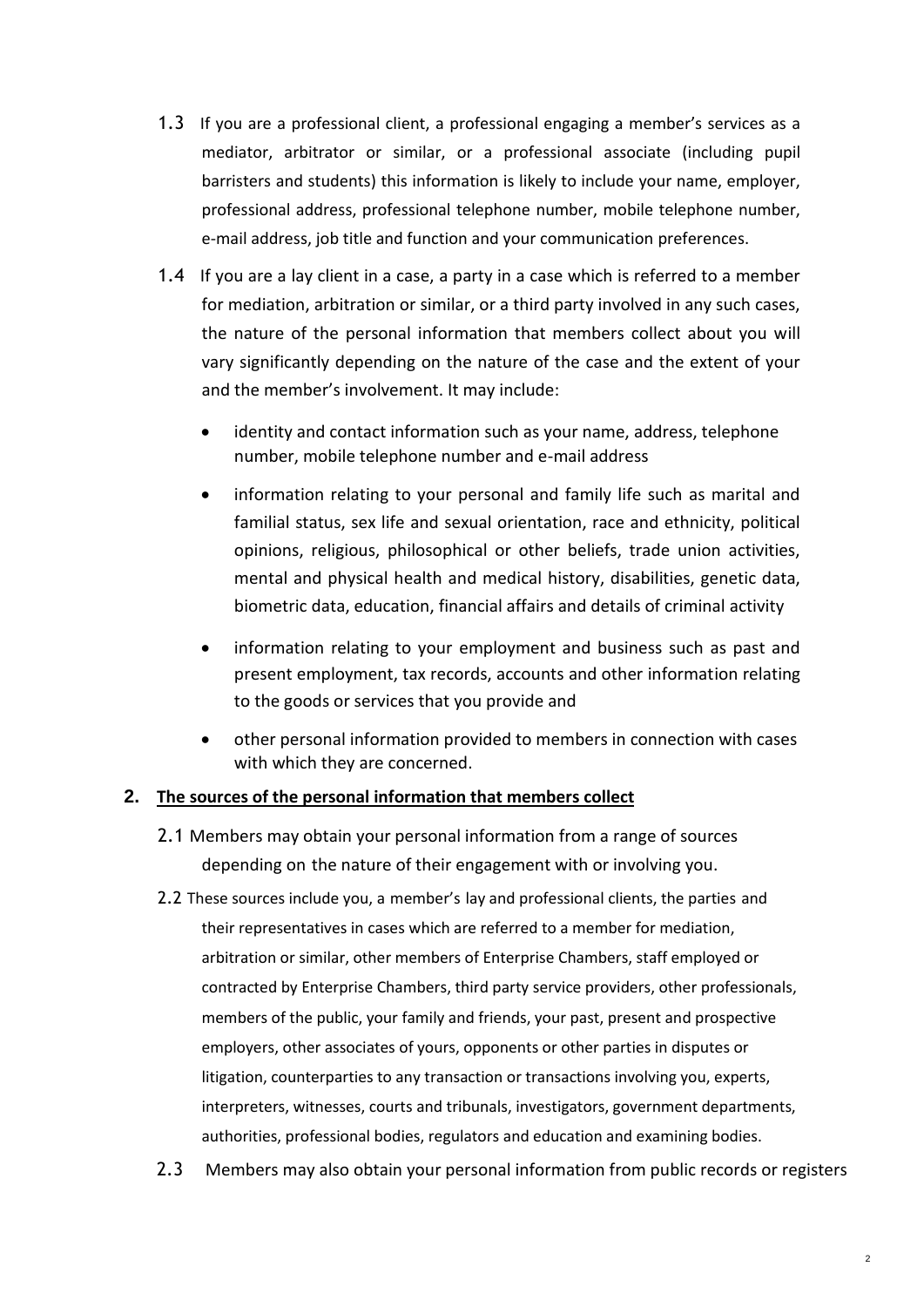1.3 If you are a professional client, a professional engaging a member's services as a mediator, arbitrator or similar, or a professional associate (including pupil barristers and students) this information is likely to include your name, employer, professional address, professional telephone number, mobile telephone number, e-mail address, job title and function and your communication preferences.

1.4 If you are a lay client in a case, a party in a case which is referred to a member for mediation, arbitration or similar, or a third party involved in any such cases, the nature of the personal information that members collect about you will vary significantly depending on the nature of the case and the extent of your and the member's involvement. It may include:

- identity and contact information such as your name, address, telephone number, mobile telephone number and e-mail address
- information relating to your personal and family life such as marital and familial status, sex life and sexual orientation, race and ethnicity, political opinions, religious, philosophical or other beliefs, trade union activities, mental and physical health and medical history, disabilities, genetic data, biometric data, education, financial affairs and details of criminal activity
- information relating to your employment and business such as past and present employment, tax records, accounts and other information relating to the goods or services that you provide and
- other personal information provided to members in connection with cases with which they are concerned.

## 2. <u>The sources of the personal information that members collect</u>

2.1 Members may obtain your personal information from a range of sources depending on the nature of their engagement with or involving you.

2.2 These sources include you, a member's lay and professional clients, the parties and their representatives in cases which are referred to a member for mediation, arbitration or similar, other members of Enterprise Chambers, staff employed or contracted by Enterprise Chambers, third party service providers, other professionals, members of the public, your family and friends, your past, present and prospective employers, other associates of yours, opponents or other parties in disputes or litigation, counterparties to any transaction or transactions involving you, experts, interpreters, witnesses, courts and tribunals, investigators, government departments, authorities, professional bodies, regulators and education and examining bodies.

2.3 Members may also obtain your personal information from public records or registers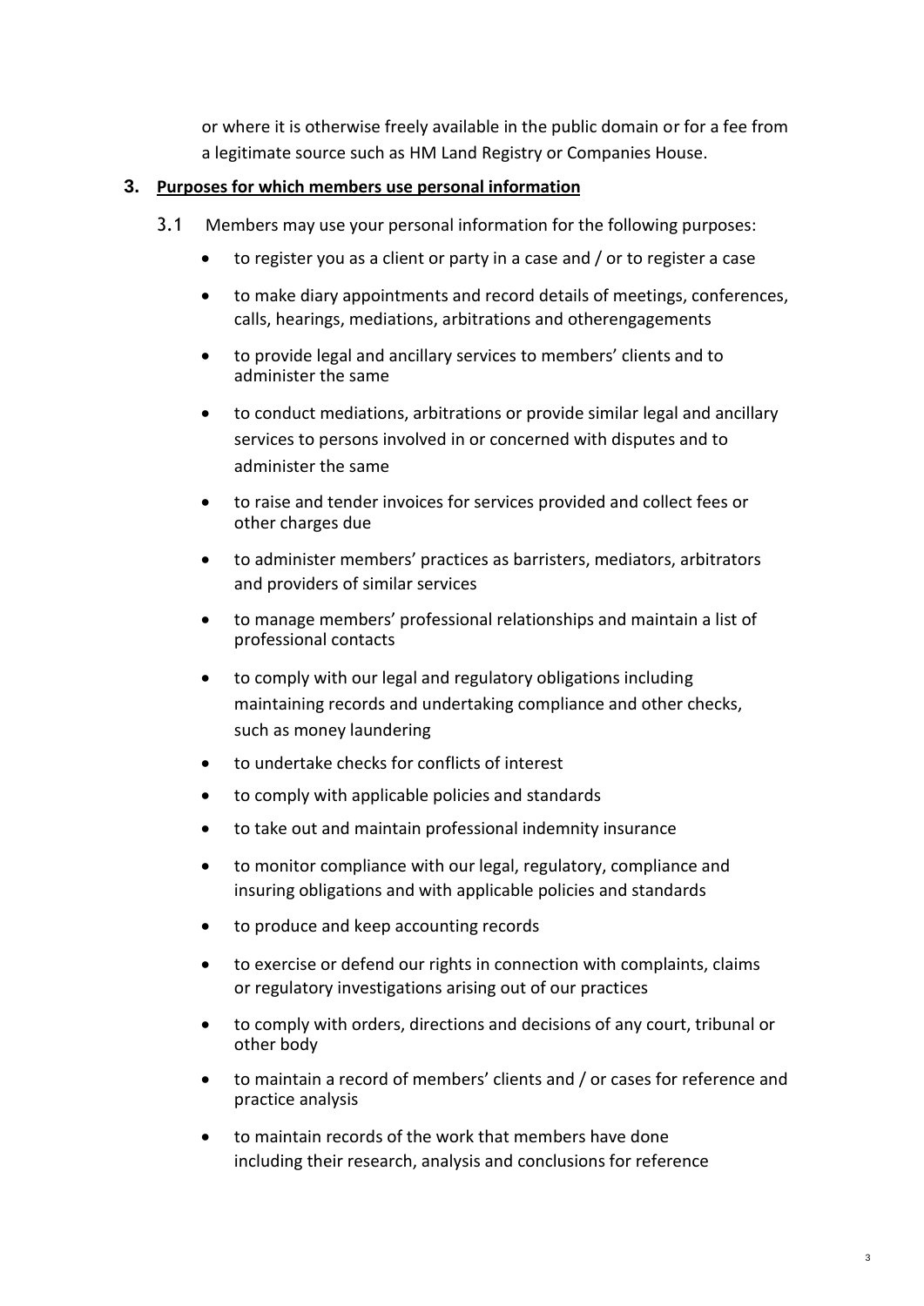or where it is otherwise freely available in the public domain or for a fee from a legitimate source such as HM Land Registry or Companies House.

## 3. Purposes for which members use personal information

3.1 Members may use your personal information for the following purposes:

- to register you as a client or party in a case and / or to register a case
- to make diary appointments and record details of meetings, conferences, calls, hearings, mediations, arbitrations and otherengagements
- to provide legal and ancillary services to members' clients and to administer the same
- to conduct mediations, arbitrations or provide similar legal and ancillary services to persons involved in or concerned with disputes and to administer the same
- to raise and tender invoices for services provided and collect fees or other charges due
- to administer members' practices as barristers, mediators, arbitrators and providers of similar services
- to manage members' professional relationships and maintain a list of professional contacts
- to comply with our legal and regulatory obligations including maintaining records and undertaking compliance and other checks, such as money laundering
- to undertake checks for conflicts of interest
- to comply with applicable policies and standards
- to take out and maintain professional indemnity insurance
- to monitor compliance with our legal, regulatory, compliance and insuring obligations and with applicable policies and standards
- to produce and keep accounting records
- to exercise or defend our rights in connection with complaints, claims or regulatory investigations arising out of our practices
- to comply with orders, directions and decisions of any court, tribunal or other body
- to maintain a record of members' clients and / or cases for reference and practice analysis
- to maintain records of the work that members have done including their research, analysis and conclusions for reference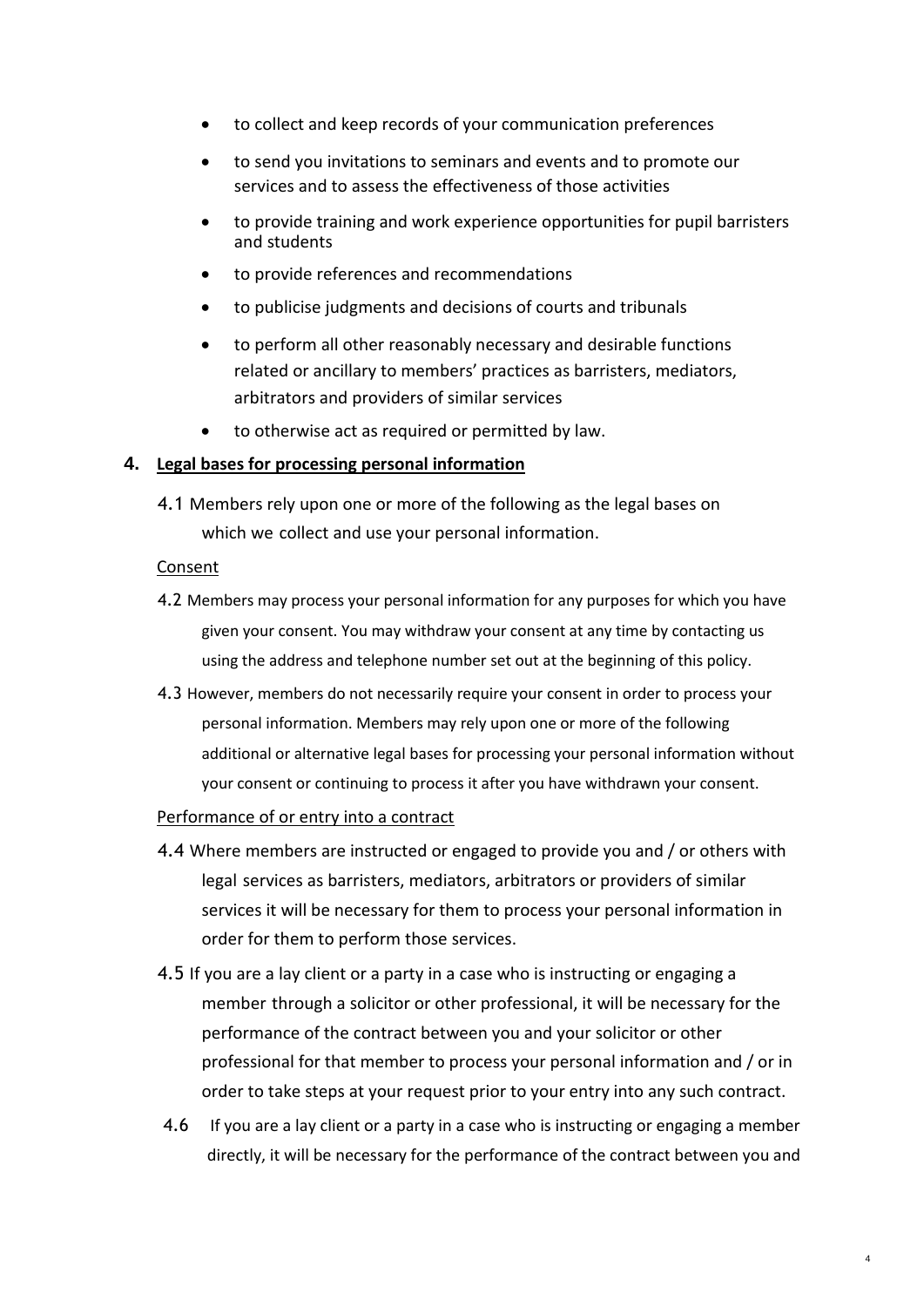- to collect and keep records of your communication preferences
- to send you invitations to seminars and events and to promote our services and to assess the effectiveness of those activities
- to provide training and work experience opportunities for pupil barristers and students
- to provide references and recommendations
- to publicise judgments and decisions of courts and tribunals
- to perform all other reasonably necessary and desirable functions related or ancillary to members' practices as barristers, mediators, arbitrators and providers of similar services
- to otherwise act as required or permitted by law.

## 4. Legal bases for processing personal information

4.1 Members rely upon one or more of the following as the legal bases on which we collect and use your personal information.

Consent

4.2 Members may process your personal information for any purposes for which you have given your consent. You may withdraw your consent at any time by contacting us using the address and telephone number set out at the beginning of this policy.

4.3 However, members do not necessarily require your consent in order to process your personal information. Members may rely upon one or more of the following additional or alternative legal bases for processing your personal information without your consent or continuing to process it after you have withdrawn your consent.

Performance of or entry into a contract

4.4 Where members are instructed or engaged to provide you and / or others with legal services as barristers, mediators, arbitrators or providers of similar services it will be necessary for them to process your personal information in order for them to perform those services.

4.5 If you are a lay client or a party in a case who is instructing or engaging a member through a solicitor or other professional, it will be necessary for the performance of the contract between you and your solicitor or other professional for that member to process your personal information and / or in order to take steps at your request prior to your entry into any such contract.

4.6 If you are a lay client or a party in a case who is instructing or engaging a member directly, it will be necessary for the performance of the contract between you and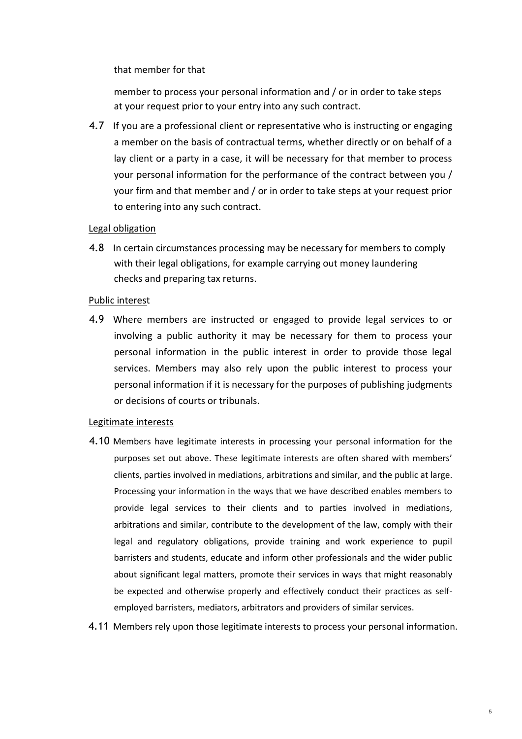that member for that

member to process your personal information and / or in order to take steps at your request prior to your entry into any such contract.

4.7 If you are a professional client or representative who is instructing or engaging a member on the basis of contractual terms, whether directly or on behalf of a lay client or a party in a case, it will be necessary for that member to process your personal information for the performance of the contract between you / your firm and that member and / or in order to take steps at your request prior to entering into any such contract.

<u>Legal obligation</u>

4.8 In certain circumstances processing may be necessary for members to comply with their legal obligations, for example carrying out money laundering checks and preparing tax returns.

<u>Public interest</u>

4.9 Where members are instructed or engaged to provide legal services to or involving a public authority it may be necessary for them to process your personal information in the public interest in order to provide those legal services. Members may also rely upon the public interest to process your personal information if it is necessary for the purposes of publishing judgments or decisions of courts or tribunals.

<u>Legitimate interests</u>

4.10 Members have legitimate interests in processing your personal information for the purposes set out above. These legitimate interests are often shared with members' clients, parties involved in mediations, arbitrations and similar, and the public at large. Processing your information in the ways that we have described enables members to provide legal services to their clients and to parties involved in mediations, arbitrations and similar, contribute to the development of the law, comply with their legal and regulatory obligations, provide training and work experience to pupil barristers and students, educate and inform other professionals and the wider public about significant legal matters, promote their services in ways that might reasonably be expected and otherwise properly and effectively conduct their practices as self-employed barristers, mediators, arbitrators and providers of similar services.

4.11 Members rely upon those legitimate interests to process your personal information.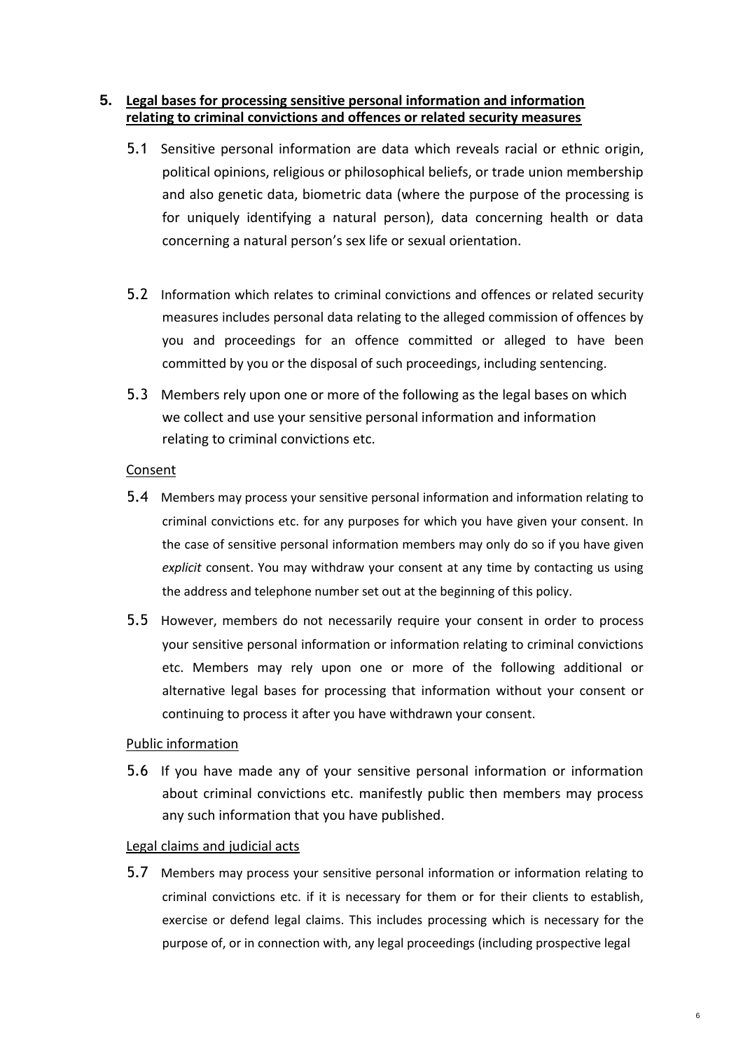## 5. Legal bases for processing sensitive personal information and information relating to criminal convictions and offences or related security measures

5.1 Sensitive personal information are data which reveals racial or ethnic origin, political opinions, religious or philosophical beliefs, or trade union membership and also genetic data, biometric data (where the purpose of the processing is for uniquely identifying a natural person), data concerning health or data concerning a natural person's sex life or sexual orientation.

5.2 Information which relates to criminal convictions and offences or related security measures includes personal data relating to the alleged commission of offences by you and proceedings for an offence committed or alleged to have been committed by you or the disposal of such proceedings, including sentencing.

5.3 Members rely upon one or more of the following as the legal bases on which we collect and use your sensitive personal information and information relating to criminal convictions etc.

Consent

5.4 Members may process your sensitive personal information and information relating to criminal convictions etc. for any purposes for which you have given your consent. In the case of sensitive personal information members may only do so if you have given *explicit* consent. You may withdraw your consent at any time by contacting us using the address and telephone number set out at the beginning of this policy.

5.5 However, members do not necessarily require your consent in order to process your sensitive personal information or information relating to criminal convictions etc. Members may rely upon one or more of the following additional or alternative legal bases for processing that information without your consent or continuing to process it after you have withdrawn your consent.

Public information

5.6 If you have made any of your sensitive personal information or information about criminal convictions etc. manifestly public then members may process any such information that you have published.

Legal claims and judicial acts

5.7 Members may process your sensitive personal information or information relating to criminal convictions etc. if it is necessary for them or for their clients to establish, exercise or defend legal claims. This includes processing which is necessary for the purpose of, or in connection with, any legal proceedings (including prospective legal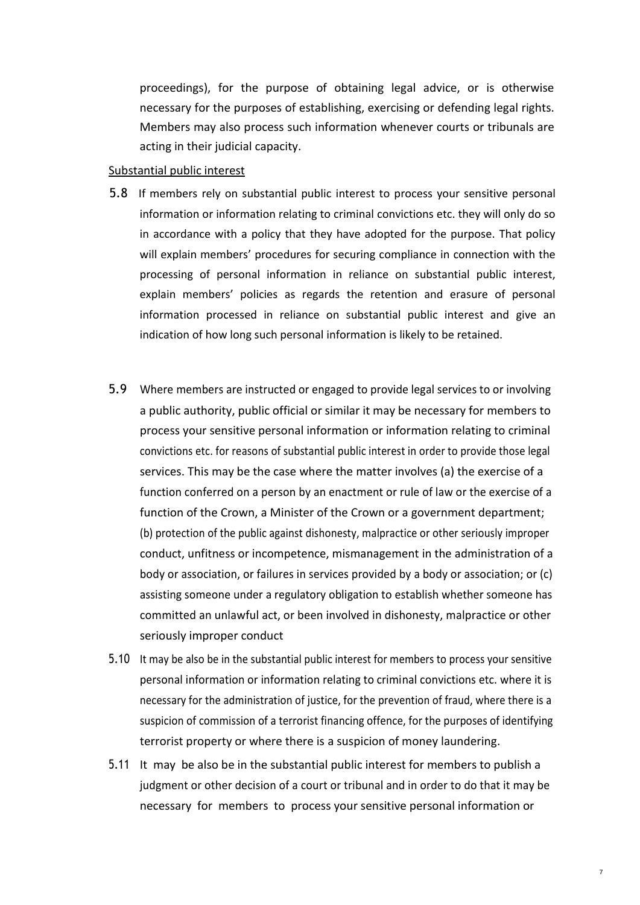proceedings), for the purpose of obtaining legal advice, or is otherwise necessary for the purposes of establishing, exercising or defending legal rights. Members may also process such information whenever courts or tribunals are acting in their judicial capacity.

<u>Substantial public interest</u>

5.8 If members rely on substantial public interest to process your sensitive personal information or information relating to criminal convictions etc. they will only do so in accordance with a policy that they have adopted for the purpose. That policy will explain members' procedures for securing compliance in connection with the processing of personal information in reliance on substantial public interest, explain members' policies as regards the retention and erasure of personal information processed in reliance on substantial public interest and give an indication of how long such personal information is likely to be retained.

5.9 Where members are instructed or engaged to provide legal services to or involving a public authority, public official or similar it may be necessary for members to process your sensitive personal information or information relating to criminal convictions etc. for reasons of substantial public interest in order to provide those legal services. This may be the case where the matter involves (a) the exercise of a function conferred on a person by an enactment or rule of law or the exercise of a function of the Crown, a Minister of the Crown or a government department; (b) protection of the public against dishonesty, malpractice or other seriously improper conduct, unfitness or incompetence, mismanagement in the administration of a body or association, or failures in services provided by a body or association; or (c) assisting someone under a regulatory obligation to establish whether someone has committed an unlawful act, or been involved in dishonesty, malpractice or other seriously improper conduct

5.10 It may be also be in the substantial public interest for members to process your sensitive personal information or information relating to criminal convictions etc. where it is necessary for the administration of justice, for the prevention of fraud, where there is a suspicion of commission of a terrorist financing offence, for the purposes of identifying terrorist property or where there is a suspicion of money laundering.

5.11 It may be also be in the substantial public interest for members to publish a judgment or other decision of a court or tribunal and in order to do that it may be necessary for members to process your sensitive personal information or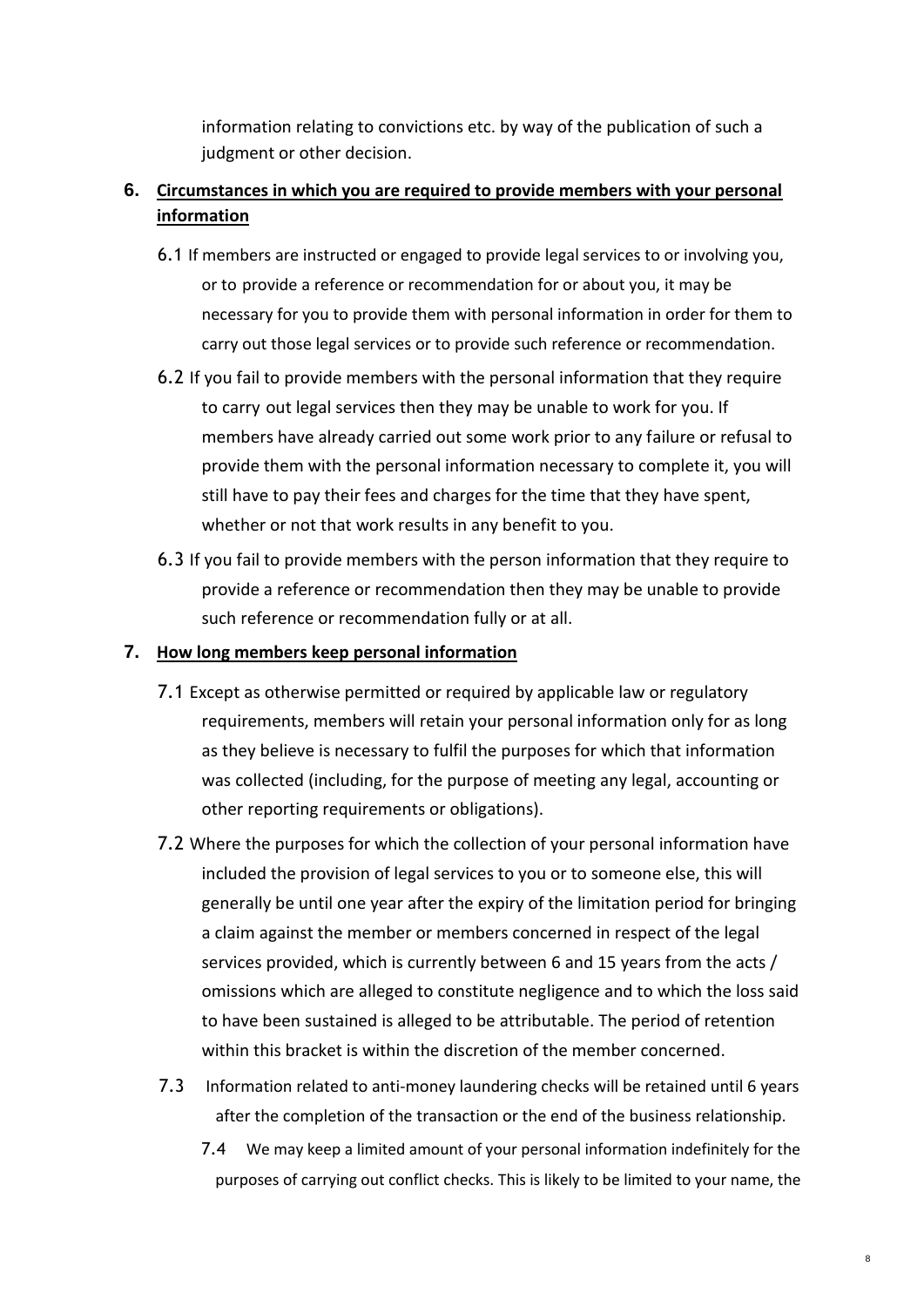information relating to convictions etc. by way of the publication of such a judgment or other decision.

## 6. Circumstances in which you are required to provide members with your personal information

6.1 If members are instructed or engaged to provide legal services to or involving you, or to provide a reference or recommendation for or about you, it may be necessary for you to provide them with personal information in order for them to carry out those legal services or to provide such reference or recommendation.

6.2 If you fail to provide members with the personal information that they require to carry out legal services then they may be unable to work for you. If members have already carried out some work prior to any failure or refusal to provide them with the personal information necessary to complete it, you will still have to pay their fees and charges for the time that they have spent, whether or not that work results in any benefit to you.

6.3 If you fail to provide members with the person information that they require to provide a reference or recommendation then they may be unable to provide such reference or recommendation fully or at all.

## 7. How long members keep personal information

7.1 Except as otherwise permitted or required by applicable law or regulatory requirements, members will retain your personal information only for as long as they believe is necessary to fulfil the purposes for which that information was collected (including, for the purpose of meeting any legal, accounting or other reporting requirements or obligations).

7.2 Where the purposes for which the collection of your personal information have included the provision of legal services to you or to someone else, this will generally be until one year after the expiry of the limitation period for bringing a claim against the member or members concerned in respect of the legal services provided, which is currently between 6 and 15 years from the acts / omissions which are alleged to constitute negligence and to which the loss said to have been sustained is alleged to be attributable. The period of retention within this bracket is within the discretion of the member concerned.

7.3 Information related to anti-money laundering checks will be retained until 6 years after the completion of the transaction or the end of the business relationship.

7.4 We may keep a limited amount of your personal information indefinitely for the purposes of carrying out conflict checks. This is likely to be limited to your name, the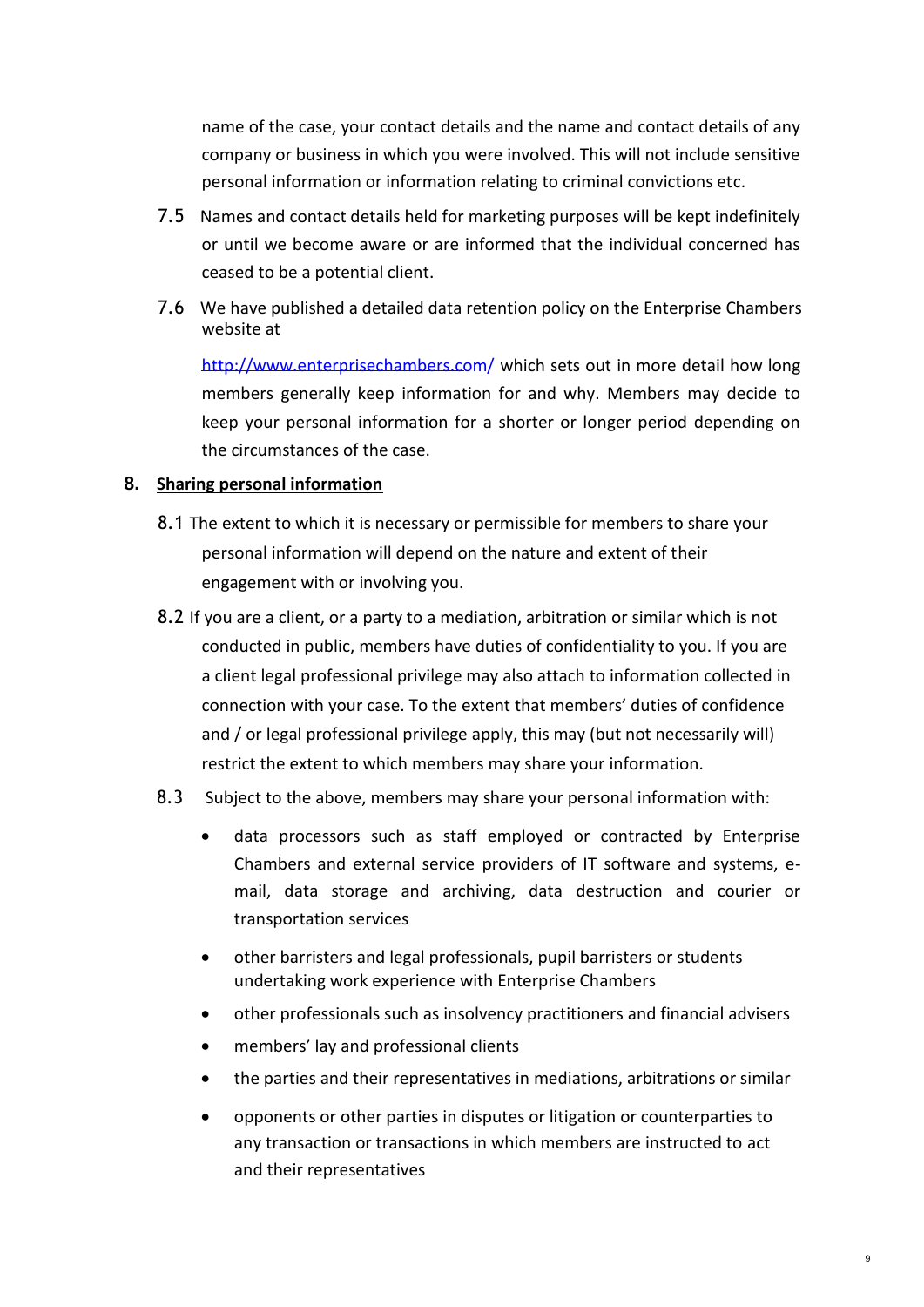name of the case, your contact details and the name and contact details of any company or business in which you were involved. This will not include sensitive personal information or information relating to criminal convictions etc.

7.5 Names and contact details held for marketing purposes will be kept indefinitely or until we become aware or are informed that the individual concerned has ceased to be a potential client.

7.6 We have published a detailed data retention policy on the Enterprise Chambers website at

[http://www.enterprisechambers.com/](http://www.enterprisechambers.com/) which sets out in more detail how long members generally keep information for and why. Members may decide to keep your personal information for a shorter or longer period depending on the circumstances of the case.

## 8. Sharing personal information

8.1 The extent to which it is necessary or permissible for members to share your personal information will depend on the nature and extent of their engagement with or involving you.

8.2 If you are a client, or a party to a mediation, arbitration or similar which is not conducted in public, members have duties of confidentiality to you. If you are a client legal professional privilege may also attach to information collected in connection with your case. To the extent that members' duties of confidence and / or legal professional privilege apply, this may (but not necessarily will) restrict the extent to which members may share your information.

8.3 Subject to the above, members may share your personal information with:

- data processors such as staff employed or contracted by Enterprise Chambers and external service providers of IT software and systems, e-mail, data storage and archiving, data destruction and courier or transportation services
- other barristers and legal professionals, pupil barristers or students undertaking work experience with Enterprise Chambers
- other professionals such as insolvency practitioners and financial advisers
- members' lay and professional clients
- the parties and their representatives in mediations, arbitrations or similar
- opponents or other parties in disputes or litigation or counterparties to any transaction or transactions in which members are instructed to act and their representatives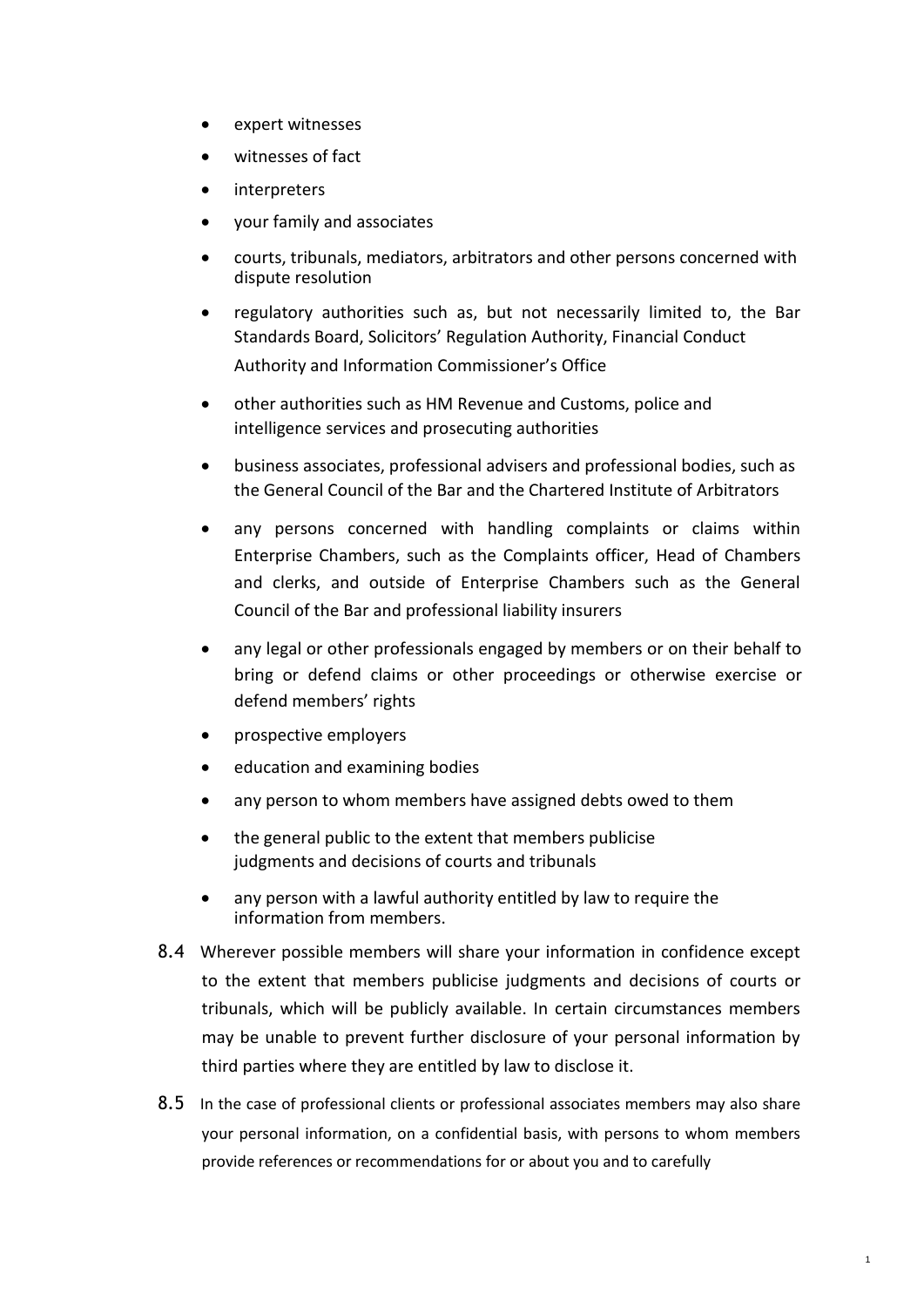- expert witnesses
- witnesses of fact
- interpreters
- your family and associates
- courts, tribunals, mediators, arbitrators and other persons concerned with dispute resolution
- regulatory authorities such as, but not necessarily limited to, the Bar Standards Board, Solicitors' Regulation Authority, Financial Conduct Authority and Information Commissioner's Office
- other authorities such as HM Revenue and Customs, police and intelligence services and prosecuting authorities
- business associates, professional advisers and professional bodies, such as the General Council of the Bar and the Chartered Institute of Arbitrators
- any persons concerned with handling complaints or claims within Enterprise Chambers, such as the Complaints officer, Head of Chambers and clerks, and outside of Enterprise Chambers such as the General Council of the Bar and professional liability insurers
- any legal or other professionals engaged by members or on their behalf to bring or defend claims or other proceedings or otherwise exercise or defend members' rights
- prospective employers
- education and examining bodies
- any person to whom members have assigned debts owed to them
- the general public to the extent that members publicise judgments and decisions of courts and tribunals
- any person with a lawful authority entitled by law to require the information from members.

8.4 Wherever possible members will share your information in confidence except to the extent that members publicise judgments and decisions of courts or tribunals, which will be publicly available. In certain circumstances members may be unable to prevent further disclosure of your personal information by third parties where they are entitled by law to disclose it.

8.5 In the case of professional clients or professional associates members may also share your personal information, on a confidential basis, with persons to whom members provide references or recommendations for or about you and to carefully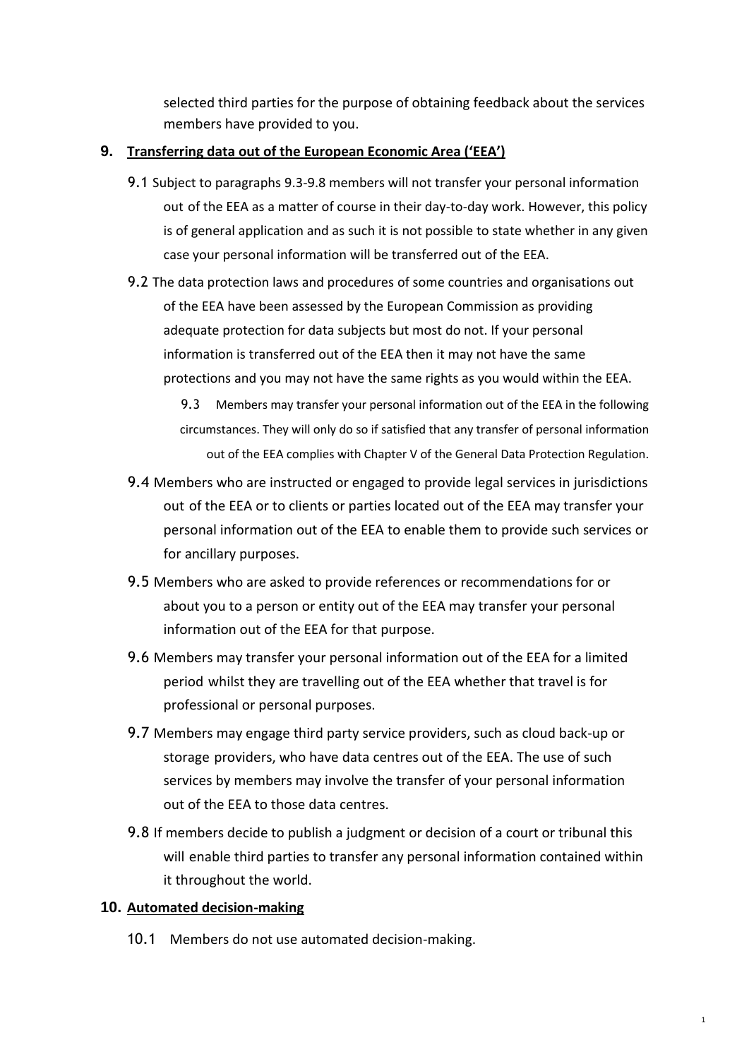selected third parties for the purpose of obtaining feedback about the services members have provided to you.

## 9. Transferring data out of the European Economic Area ('EEA')

9.1 Subject to paragraphs 9.3-9.8 members will not transfer your personal information out of the EEA as a matter of course in their day-to-day work. However, this policy is of general application and as such it is not possible to state whether in any given case your personal information will be transferred out of the EEA.

9.2 The data protection laws and procedures of some countries and organisations out of the EEA have been assessed by the European Commission as providing adequate protection for data subjects but most do not. If your personal information is transferred out of the EEA then it may not have the same protections and you may not have the same rights as you would within the EEA.

9.3 Members may transfer your personal information out of the EEA in the following circumstances. They will only do so if satisfied that any transfer of personal information out of the EEA complies with Chapter V of the General Data Protection Regulation.

9.4 Members who are instructed or engaged to provide legal services in jurisdictions out of the EEA or to clients or parties located out of the EEA may transfer your personal information out of the EEA to enable them to provide such services or for ancillary purposes.

9.5 Members who are asked to provide references or recommendations for or about you to a person or entity out of the EEA may transfer your personal information out of the EEA for that purpose.

9.6 Members may transfer your personal information out of the EEA for a limited period whilst they are travelling out of the EEA whether that travel is for professional or personal purposes.

9.7 Members may engage third party service providers, such as cloud back-up or storage providers, who have data centres out of the EEA. The use of such services by members may involve the transfer of your personal information out of the EEA to those data centres.

9.8 If members decide to publish a judgment or decision of a court or tribunal this will enable third parties to transfer any personal information contained within it throughout the world.

## 10. Automated decision-making

10.1 Members do not use automated decision-making.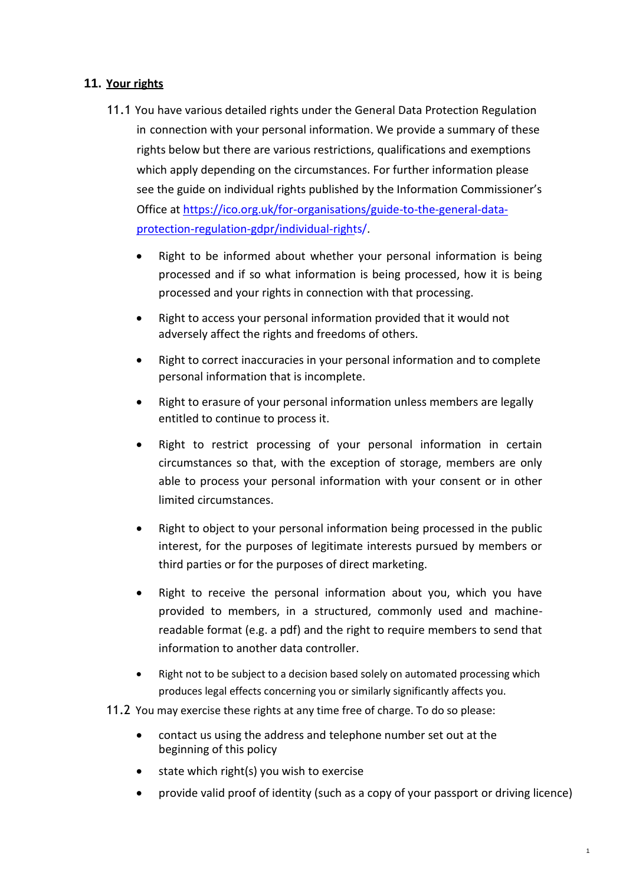## 11. Your rights

11.1 You have various detailed rights under the General Data Protection Regulation in connection with your personal information. We provide a summary of these rights below but there are various restrictions, qualifications and exemptions which apply depending on the circumstances. For further information please see the guide on individual rights published by the Information Commissioner's Office at [https://ico.org.uk/for-organisations/guide-to-the-general-data-protection-regulation-gdpr/individual-rights/](https://ico.org.uk/for-organisations/guide-to-the-general-data-protection-regulation-gdpr/individual-rights/).

- Right to be informed about whether your personal information is being processed and if so what information is being processed, how it is being processed and your rights in connection with that processing.
- Right to access your personal information provided that it would not adversely affect the rights and freedoms of others.
- Right to correct inaccuracies in your personal information and to complete personal information that is incomplete.
- Right to erasure of your personal information unless members are legally entitled to continue to process it.
- Right to restrict processing of your personal information in certain circumstances so that, with the exception of storage, members are only able to process your personal information with your consent or in other limited circumstances.
- Right to object to your personal information being processed in the public interest, for the purposes of legitimate interests pursued by members or third parties or for the purposes of direct marketing.
- Right to receive the personal information about you, which you have provided to members, in a structured, commonly used and machine-readable format (e.g. a pdf) and the right to require members to send that information to another data controller.
- Right not to be subject to a decision based solely on automated processing which produces legal effects concerning you or similarly significantly affects you.

11.2 You may exercise these rights at any time free of charge. To do so please:

- contact us using the address and telephone number set out at the beginning of this policy
- state which right(s) you wish to exercise
- provide valid proof of identity (such as a copy of your passport or driving licence)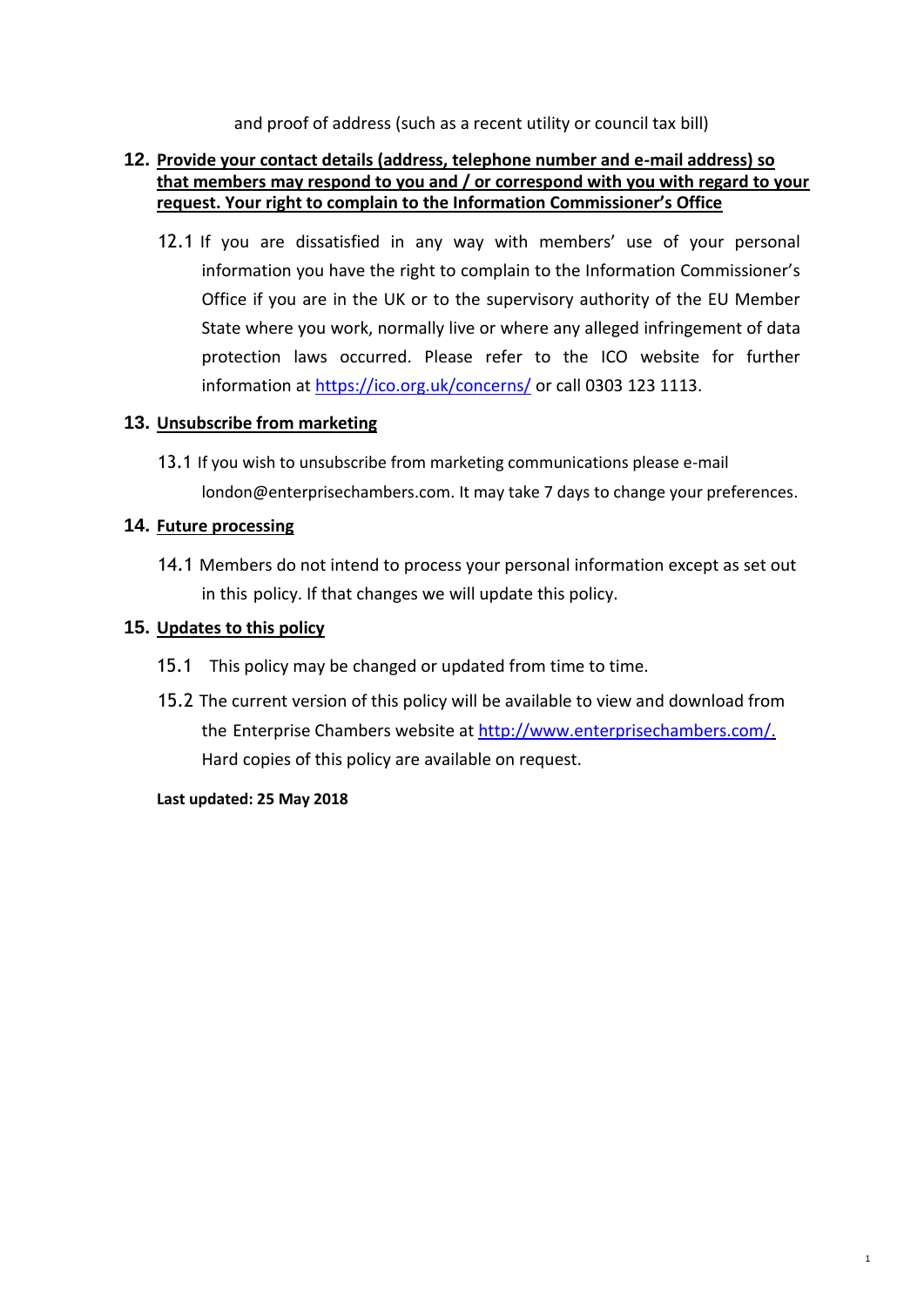and proof of address (such as a recent utility or council tax bill)

## 12. Provide your contact details (address, telephone number and e-mail address) so that members may respond to you and / or correspond with you with regard to your request. Your right to complain to the Information Commissioner's Office

12.1 If you are dissatisfied in any way with members' use of your personal information you have the right to complain to the Information Commissioner's Office if you are in the UK or to the supervisory authority of the EU Member State where you work, normally live or where any alleged infringement of data protection laws occurred. Please refer to the ICO website for further information at [https://ico.org.uk/concerns/](https://ico.org.uk/concerns/) or call 0303 123 1113.

## 13. Unsubscribe from marketing

13.1 If you wish to unsubscribe from marketing communications please e-mail london@enterprisechambers.com. It may take 7 days to change your preferences.

## 14. Future processing

14.1 Members do not intend to process your personal information except as set out in this policy. If that changes we will update this policy.

## 15. Updates to this policy

15.1 This policy may be changed or updated from time to time.

15.2 The current version of this policy will be available to view and download from the Enterprise Chambers website at [http://www.enterprisechambers.com/](http://www.enterprisechambers.com/). Hard copies of this policy are available on request.

**Last updated: 25 May 2018**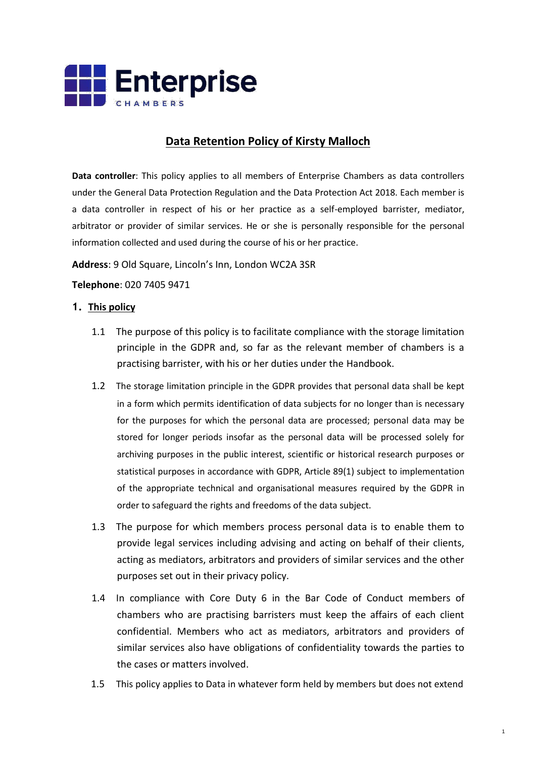# Data Retention Policy of Kirsty Malloch

**Data controller**: This policy applies to all members of Enterprise Chambers as data controllers under the General Data Protection Regulation and the Data Protection Act 2018. Each member is a data controller in respect of his or her practice as a self-employed barrister, mediator, arbitrator or provider of similar services. He or she is personally responsible for the personal information collected and used during the course of his or her practice.

**Address**: 9 Old Square, Lincoln's Inn, London WC2A 3SR

**Telephone**: 020 7405 9471

## 1. This policy

1.1 The purpose of this policy is to facilitate compliance with the storage limitation principle in the GDPR and, so far as the relevant member of chambers is a practising barrister, with his or her duties under the Handbook.

1.2 The storage limitation principle in the GDPR provides that personal data shall be kept in a form which permits identification of data subjects for no longer than is necessary for the purposes for which the personal data are processed; personal data may be stored for longer periods insofar as the personal data will be processed solely for archiving purposes in the public interest, scientific or historical research purposes or statistical purposes in accordance with GDPR, Article 89(1) subject to implementation of the appropriate technical and organisational measures required by the GDPR in order to safeguard the rights and freedoms of the data subject.

1.3 The purpose for which members process personal data is to enable them to provide legal services including advising and acting on behalf of their clients, acting as mediators, arbitrators and providers of similar services and the other purposes set out in their privacy policy.

1.4 In compliance with Core Duty 6 in the Bar Code of Conduct members of chambers who are practising barristers must keep the affairs of each client confidential. Members who act as mediators, arbitrators and providers of similar services also have obligations of confidentiality towards the parties to the cases or matters involved.

1.5 This policy applies to Data in whatever form held by members but does not extend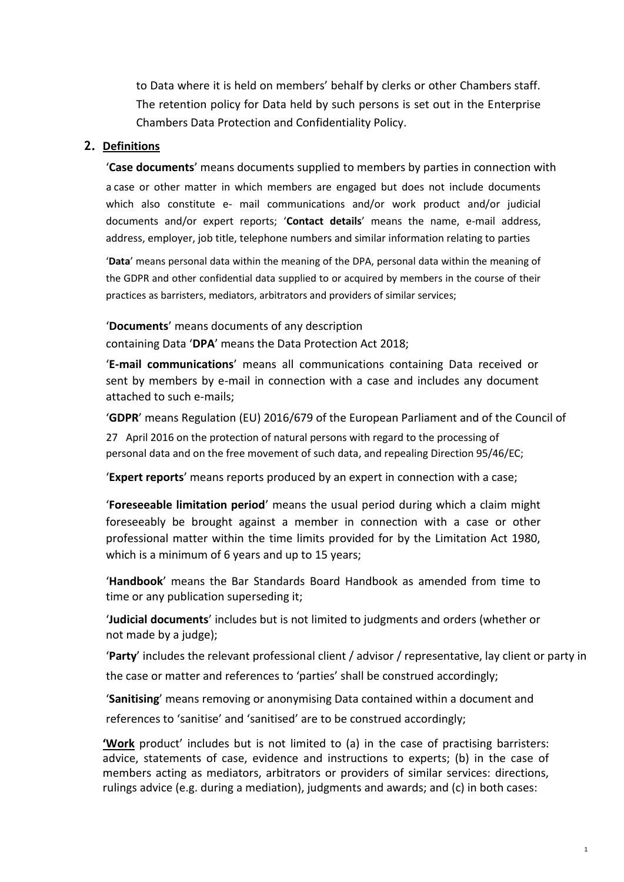to Data where it is held on members' behalf by clerks or other Chambers staff. The retention policy for Data held by such persons is set out in the Enterprise Chambers Data Protection and Confidentiality Policy.

## 2. Definitions

'**Case documents**' means documents supplied to members by parties in connection with a case or other matter in which members are engaged but does not include documents which also constitute e- mail communications and/or work product and/or judicial documents and/or expert reports; '**Contact details**' means the name, e-mail address, address, employer, job title, telephone numbers and similar information relating to parties

'**Data**' means personal data within the meaning of the DPA, personal data within the meaning of the GDPR and other confidential data supplied to or acquired by members in the course of their practices as barristers, mediators, arbitrators and providers of similar services;

'**Documents**' means documents of any description containing Data '**DPA**' means the Data Protection Act 2018;

'**E-mail communications**' means all communications containing Data received or sent by members by e-mail in connection with a case and includes any document attached to such e-mails;

'**GDPR**' means Regulation (EU) 2016/679 of the European Parliament and of the Council of 27 April 2016 on the protection of natural persons with regard to the processing of personal data and on the free movement of such data, and repealing Direction 95/46/EC;

'**Expert reports**' means reports produced by an expert in connection with a case;

'**Foreseeable limitation period**' means the usual period during which a claim might foreseeably be brought against a member in connection with a case or other professional matter within the time limits provided for by the Limitation Act 1980, which is a minimum of 6 years and up to 15 years;

'**Handbook**' means the Bar Standards Board Handbook as amended from time to time or any publication superseding it;

'**Judicial documents**' includes but is not limited to judgments and orders (whether or not made by a judge);

'**Party**' includes the relevant professional client / advisor / representative, lay client or party in the case or matter and references to 'parties' shall be construed accordingly;

'**Sanitising**' means removing or anonymising Data contained within a document and references to 'sanitise' and 'sanitised' are to be construed accordingly;

**'Work** product' includes but is not limited to (a) in the case of practising barristers: advice, statements of case, evidence and instructions to experts; (b) in the case of members acting as mediators, arbitrators or providers of similar services: directions, rulings advice (e.g. during a mediation), judgments and awards; and (c) in both cases: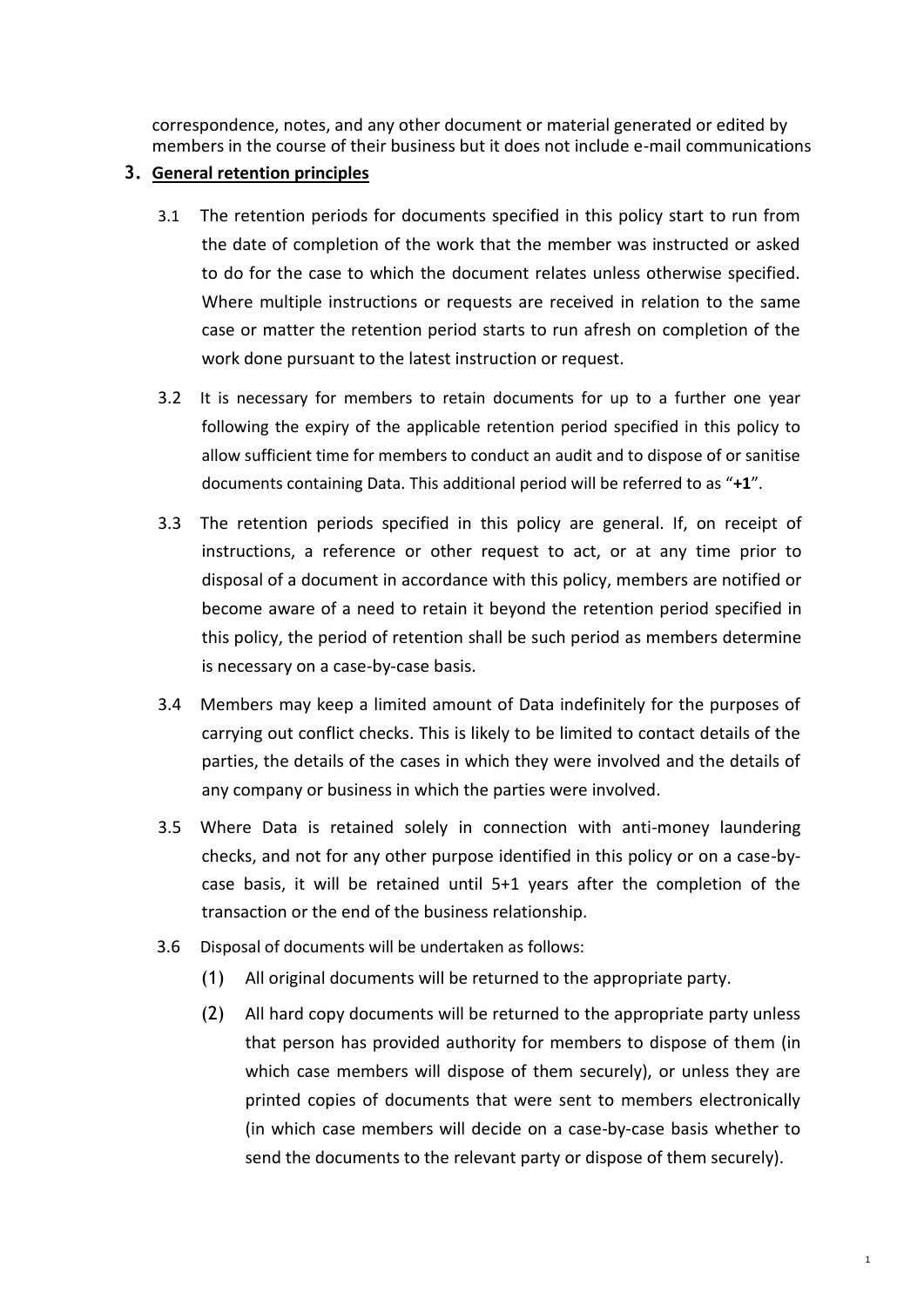correspondence, notes, and any other document or material generated or edited by members in the course of their business but it does not include e-mail communications

## 3. General retention principles

3.1 The retention periods for documents specified in this policy start to run from the date of completion of the work that the member was instructed or asked to do for the case to which the document relates unless otherwise specified. Where multiple instructions or requests are received in relation to the same case or matter the retention period starts to run afresh on completion of the work done pursuant to the latest instruction or request.

3.2 It is necessary for members to retain documents for up to a further one year following the expiry of the applicable retention period specified in this policy to allow sufficient time for members to conduct an audit and to dispose of or sanitise documents containing Data. This additional period will be referred to as "**+1**".

3.3 The retention periods specified in this policy are general. If, on receipt of instructions, a reference or other request to act, or at any time prior to disposal of a document in accordance with this policy, members are notified or become aware of a need to retain it beyond the retention period specified in this policy, the period of retention shall be such period as members determine is necessary on a case-by-case basis.

3.4 Members may keep a limited amount of Data indefinitely for the purposes of carrying out conflict checks. This is likely to be limited to contact details of the parties, the details of the cases in which they were involved and the details of any company or business in which the parties were involved.

3.5 Where Data is retained solely in connection with anti-money laundering checks, and not for any other purpose identified in this policy or on a case-by-case basis, it will be retained until 5+1 years after the completion of the transaction or the end of the business relationship.

3.6 Disposal of documents will be undertaken as follows:

(1) All original documents will be returned to the appropriate party.

(2) All hard copy documents will be returned to the appropriate party unless that person has provided authority for members to dispose of them (in which case members will dispose of them securely), or unless they are printed copies of documents that were sent to members electronically (in which case members will decide on a case-by-case basis whether to send the documents to the relevant party or dispose of them securely).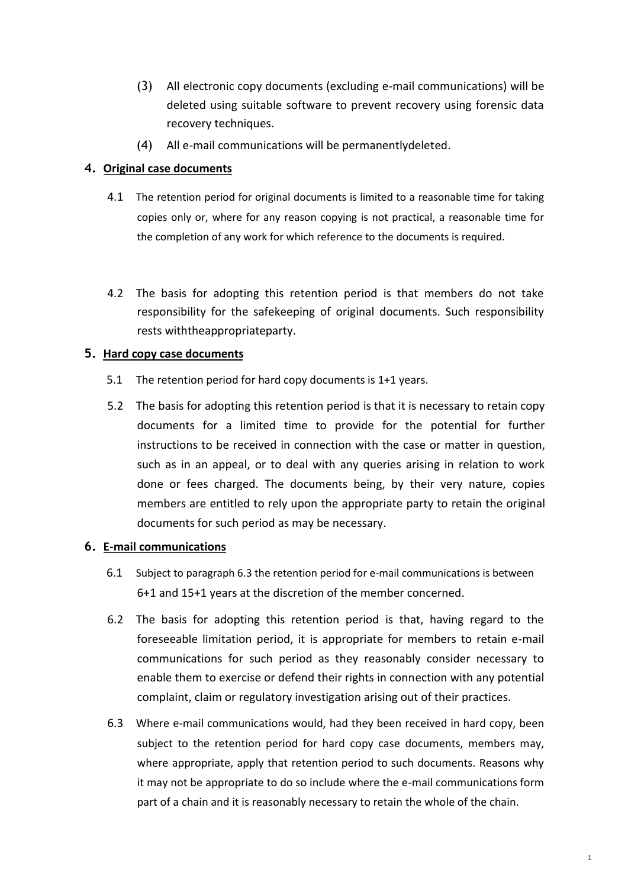(3) All electronic copy documents (excluding e-mail communications) will be deleted using suitable software to prevent recovery using forensic data recovery techniques.

(4) All e-mail communications will be permanentlydeleted.

## 4. Original case documents

4.1 The retention period for original documents is limited to a reasonable time for taking copies only or, where for any reason copying is not practical, a reasonable time for the completion of any work for which reference to the documents is required.

4.2 The basis for adopting this retention period is that members do not take responsibility for the safekeeping of original documents. Such responsibility rests withtheappropriateparty.

## 5. Hard copy case documents

5.1 The retention period for hard copy documents is 1+1 years.

5.2 The basis for adopting this retention period is that it is necessary to retain copy documents for a limited time to provide for the potential for further instructions to be received in connection with the case or matter in question, such as in an appeal, or to deal with any queries arising in relation to work done or fees charged. The documents being, by their very nature, copies members are entitled to rely upon the appropriate party to retain the original documents for such period as may be necessary.

## 6. E-mail communications

6.1 Subject to paragraph 6.3 the retention period for e-mail communications is between 6+1 and 15+1 years at the discretion of the member concerned.

6.2 The basis for adopting this retention period is that, having regard to the foreseeable limitation period, it is appropriate for members to retain e-mail communications for such period as they reasonably consider necessary to enable them to exercise or defend their rights in connection with any potential complaint, claim or regulatory investigation arising out of their practices.

6.3 Where e-mail communications would, had they been received in hard copy, been subject to the retention period for hard copy case documents, members may, where appropriate, apply that retention period to such documents. Reasons why it may not be appropriate to do so include where the e-mail communications form part of a chain and it is reasonably necessary to retain the whole of the chain.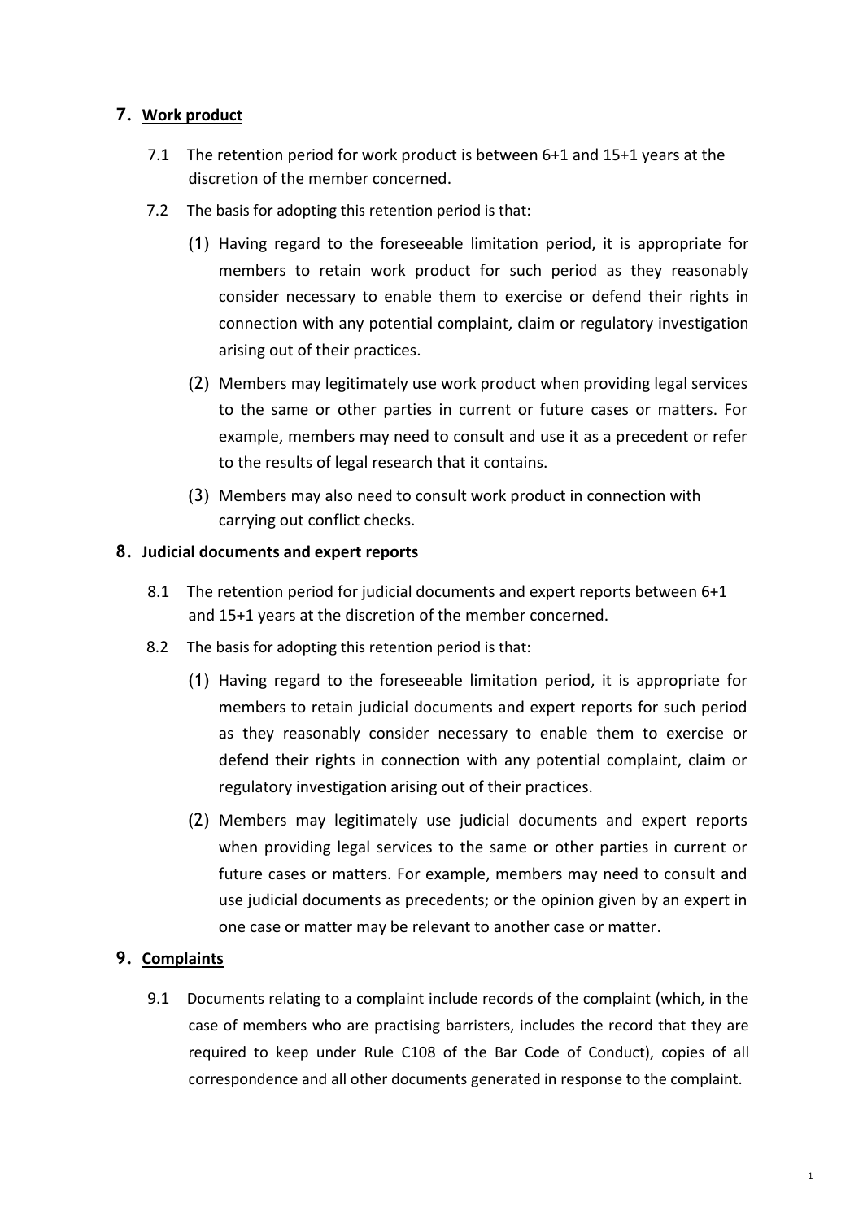## 7. Work product

7.1 The retention period for work product is between 6+1 and 15+1 years at the discretion of the member concerned.

7.2 The basis for adopting this retention period is that:

(1) Having regard to the foreseeable limitation period, it is appropriate for members to retain work product for such period as they reasonably consider necessary to enable them to exercise or defend their rights in connection with any potential complaint, claim or regulatory investigation arising out of their practices.

(2) Members may legitimately use work product when providing legal services to the same or other parties in current or future cases or matters. For example, members may need to consult and use it as a precedent or refer to the results of legal research that it contains.

(3) Members may also need to consult work product in connection with carrying out conflict checks.

## 8. Judicial documents and expert reports

8.1 The retention period for judicial documents and expert reports between 6+1 and 15+1 years at the discretion of the member concerned.

8.2 The basis for adopting this retention period is that:

(1) Having regard to the foreseeable limitation period, it is appropriate for members to retain judicial documents and expert reports for such period as they reasonably consider necessary to enable them to exercise or defend their rights in connection with any potential complaint, claim or regulatory investigation arising out of their practices.

(2) Members may legitimately use judicial documents and expert reports when providing legal services to the same or other parties in current or future cases or matters. For example, members may need to consult and use judicial documents as precedents; or the opinion given by an expert in one case or matter may be relevant to another case or matter.

## 9. Complaints

9.1 Documents relating to a complaint include records of the complaint (which, in the case of members who are practising barristers, includes the record that they are required to keep under Rule C108 of the Bar Code of Conduct), copies of all correspondence and all other documents generated in response to the complaint.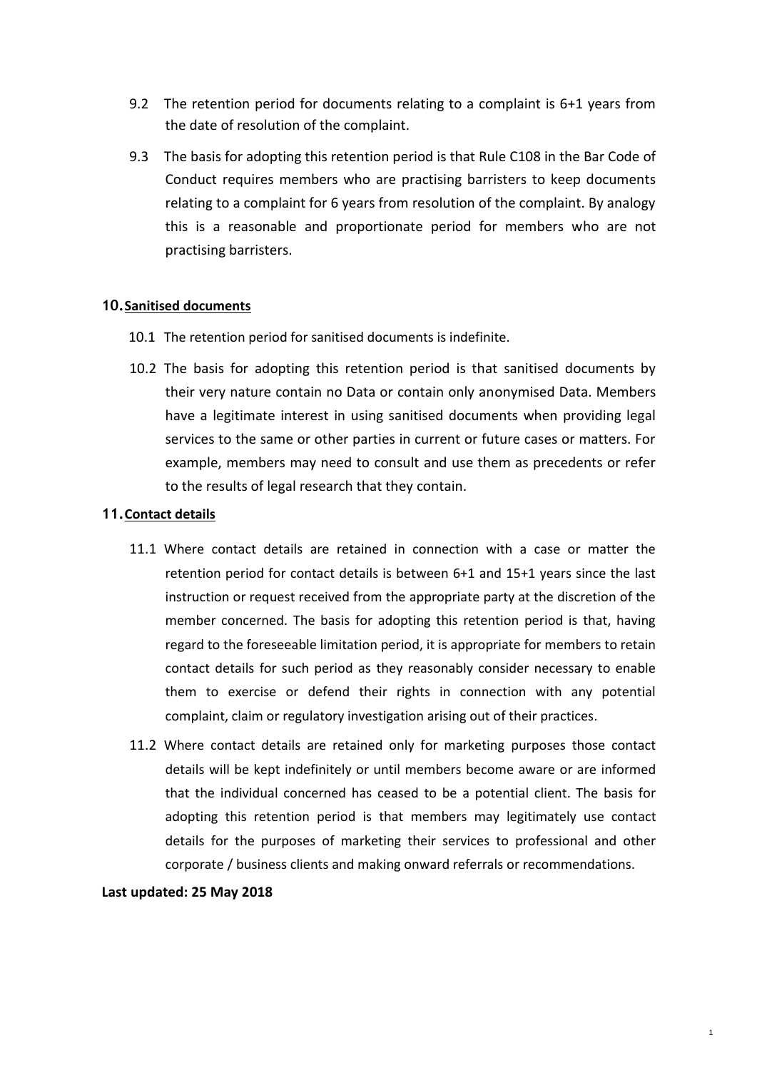9.2 The retention period for documents relating to a complaint is 6+1 years from the date of resolution of the complaint.

9.3 The basis for adopting this retention period is that Rule C108 in the Bar Code of Conduct requires members who are practising barristers to keep documents relating to a complaint for 6 years from resolution of the complaint. By analogy this is a reasonable and proportionate period for members who are not practising barristers.

## 10. Sanitised documents

10.1 The retention period for sanitised documents is indefinite.

10.2 The basis for adopting this retention period is that sanitised documents by their very nature contain no Data or contain only anonymised Data. Members have a legitimate interest in using sanitised documents when providing legal services to the same or other parties in current or future cases or matters. For example, members may need to consult and use them as precedents or refer to the results of legal research that they contain.

## 11. Contact details

11.1 Where contact details are retained in connection with a case or matter the retention period for contact details is between 6+1 and 15+1 years since the last instruction or request received from the appropriate party at the discretion of the member concerned. The basis for adopting this retention period is that, having regard to the foreseeable limitation period, it is appropriate for members to retain contact details for such period as they reasonably consider necessary to enable them to exercise or defend their rights in connection with any potential complaint, claim or regulatory investigation arising out of their practices.

11.2 Where contact details are retained only for marketing purposes those contact details will be kept indefinitely or until members become aware or are informed that the individual concerned has ceased to be a potential client. The basis for adopting this retention period is that members may legitimately use contact details for the purposes of marketing their services to professional and other corporate / business clients and making onward referrals or recommendations.

**Last updated: 25 May 2018**